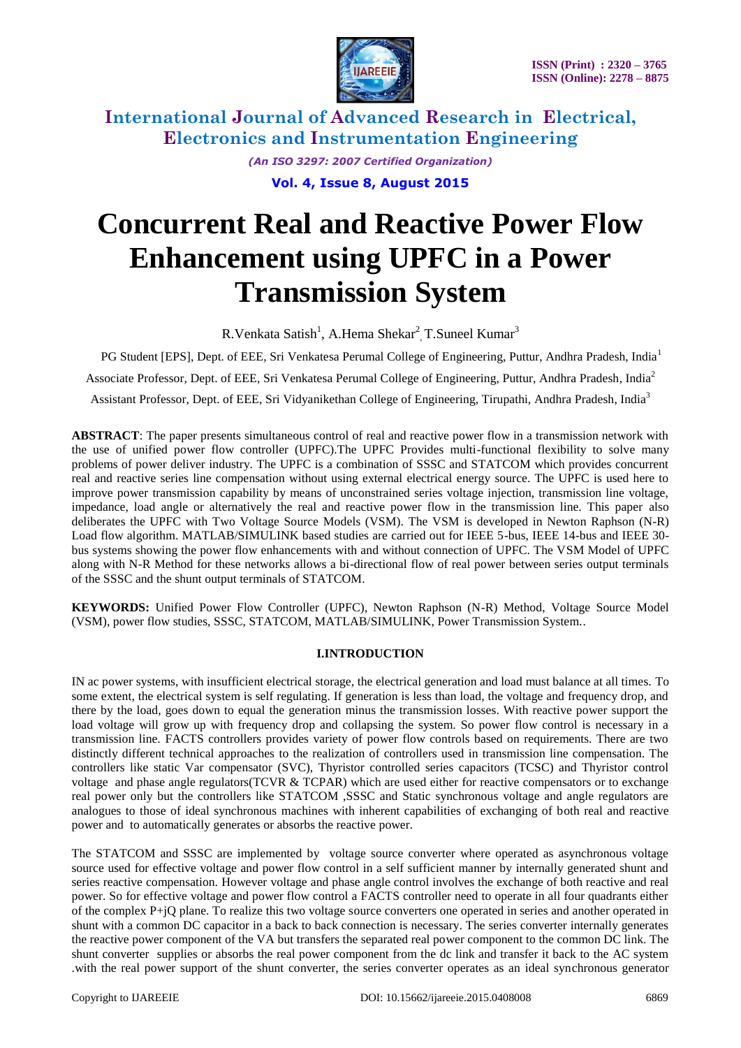# Concurrent Real and Reactive Power Flow Enhancement using UPFC in a Power Transmission System

R.Venkata Satish[1], A.Hema Shekar[2], T.Suneel Kumar[3]

PG Student [EPS], Dept. of EEE, Sri Venkatesa Perumal College of Engineering, Puttur, Andhra Pradesh, India[1]

Associate Professor, Dept. of EEE, Sri Venkatesa Perumal College of Engineering, Puttur, Andhra Pradesh, India[2]

Assistant Professor, Dept. of EEE, Sri Vidyanikethan College of Engineering, Tirupathi, Andhra Pradesh, India[3]

**ABSTRACT**: The paper presents simultaneous control of real and reactive power flow in a transmission network with the use of unified power flow controller (UPFC).The UPFC Provides multi-functional flexibility to solve many problems of power deliver industry. The UPFC is a combination of SSSC and STATCOM which provides concurrent real and reactive series line compensation without using external electrical energy source. The UPFC is used here to improve power transmission capability by means of unconstrained series voltage injection, transmission line voltage, impedance, load angle or alternatively the real and reactive power flow in the transmission line. This paper also deliberates the UPFC with Two Voltage Source Models (VSM). The VSM is developed in Newton Raphson (N-R) Load flow algorithm. MATLAB/SIMULINK based studies are carried out for IEEE 5-bus, IEEE 14-bus and IEEE 30-bus systems showing the power flow enhancements with and without connection of UPFC. The VSM Model of UPFC along with N-R Method for these networks allows a bi-directional flow of real power between series output terminals of the SSSC and the shunt output terminals of STATCOM.

**KEYWORDS:** Unified Power Flow Controller (UPFC), Newton Raphson (N-R) Method, Voltage Source Model (VSM), power flow studies, SSSC, STATCOM, MATLAB/SIMULINK, Power Transmission System..

## I.INTRODUCTION

IN ac power systems, with insufficient electrical storage, the electrical generation and load must balance at all times. To some extent, the electrical system is self regulating. If generation is less than load, the voltage and frequency drop, and there by the load, goes down to equal the generation minus the transmission losses. With reactive power support the load voltage will grow up with frequency drop and collapsing the system. So power flow control is necessary in a transmission line. FACTS controllers provides variety of power flow controls based on requirements. There are two distinctly different technical approaches to the realization of controllers used in transmission line compensation. The controllers like static Var compensator (SVC), Thyristor controlled series capacitors (TCSC) and Thyristor control voltage and phase angle regulators(TCVR & TCPAR) which are used either for reactive compensators or to exchange real power only but the controllers like STATCOM ,SSSC and Static synchronous voltage and angle regulators are analogues to those of ideal synchronous machines with inherent capabilities of exchanging of both real and reactive power and to automatically generates or absorbs the reactive power.

The STATCOM and SSSC are implemented by voltage source converter where operated as asynchronous voltage source used for effective voltage and power flow control in a self sufficient manner by internally generated shunt and series reactive compensation. However voltage and phase angle control involves the exchange of both reactive and real power. So for effective voltage and power flow control a FACTS controller need to operate in all four quadrants either of the complex P+jQ plane. To realize this two voltage source converters one operated in series and another operated in shunt with a common DC capacitor in a back to back connection is necessary. The series converter internally generates the reactive power component of the VA but transfers the separated real power component to the common DC link. The shunt converter supplies or absorbs the real power component from the dc link and transfer it back to the AC system .with the real power support of the shunt converter, the series converter operates as an ideal synchronous generator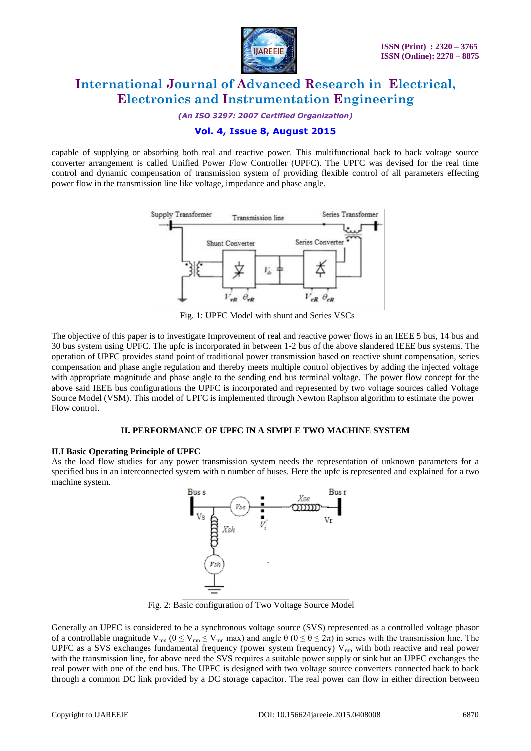capable of supplying or absorbing both real and reactive power. This multifunctional back to back voltage source converter arrangement is called Unified Power Flow Controller (UPFC). The UPFC was devised for the real time control and dynamic compensation of transmission system of providing flexible control of all parameters effecting power flow in the transmission line like voltage, impedance and phase angle.

Fig. 1: UPFC Model with shunt and Series VSCs

The objective of this paper is to investigate Improvement of real and reactive power flows in an IEEE 5 bus, 14 bus and 30 bus system using UPFC. The upfc is incorporated in between 1-2 bus of the above slandered IEEE bus systems. The operation of UPFC provides stand point of traditional power transmission based on reactive shunt compensation, series compensation and phase angle regulation and thereby meets multiple control objectives by adding the injected voltage with appropriate magnitude and phase angle to the sending end bus terminal voltage. The power flow concept for the above said IEEE bus configurations the UPFC is incorporated and represented by two voltage sources called Voltage Source Model (VSM). This model of UPFC is implemented through Newton Raphson algorithm to estimate the power Flow control.

## II. PERFORMANCE OF UPFC IN A SIMPLE TWO MACHINE SYSTEM

### II.I Basic Operating Principle of UPFC

As the load flow studies for any power transmission system needs the representation of unknown parameters for a specified bus in an interconnected system with n number of buses. Here the upfc is represented and explained for a two machine system.

Fig. 2: Basic configuration of Two Voltage Source Model

Generally an UPFC is considered to be a synchronous voltage source (SVS) represented as a controlled voltage phasor of a controllable magnitude $V_{mn}$ ($0 \leq V_{mn} \leq V_{mn}$ max) and angle $\theta$ ($0 \leq \theta \leq 2\pi$) in series with the transmission line. The UPFC as a SVS exchanges fundamental frequency (power system frequency) $V_{mn}$ with both reactive and real power with the transmission line, for above need the SVS requires a suitable power supply or sink but an UPFC exchanges the real power with one of the end bus. The UPFC is designed with two voltage source converters connected back to back through a common DC link provided by a DC storage capacitor. The real power can flow in either direction between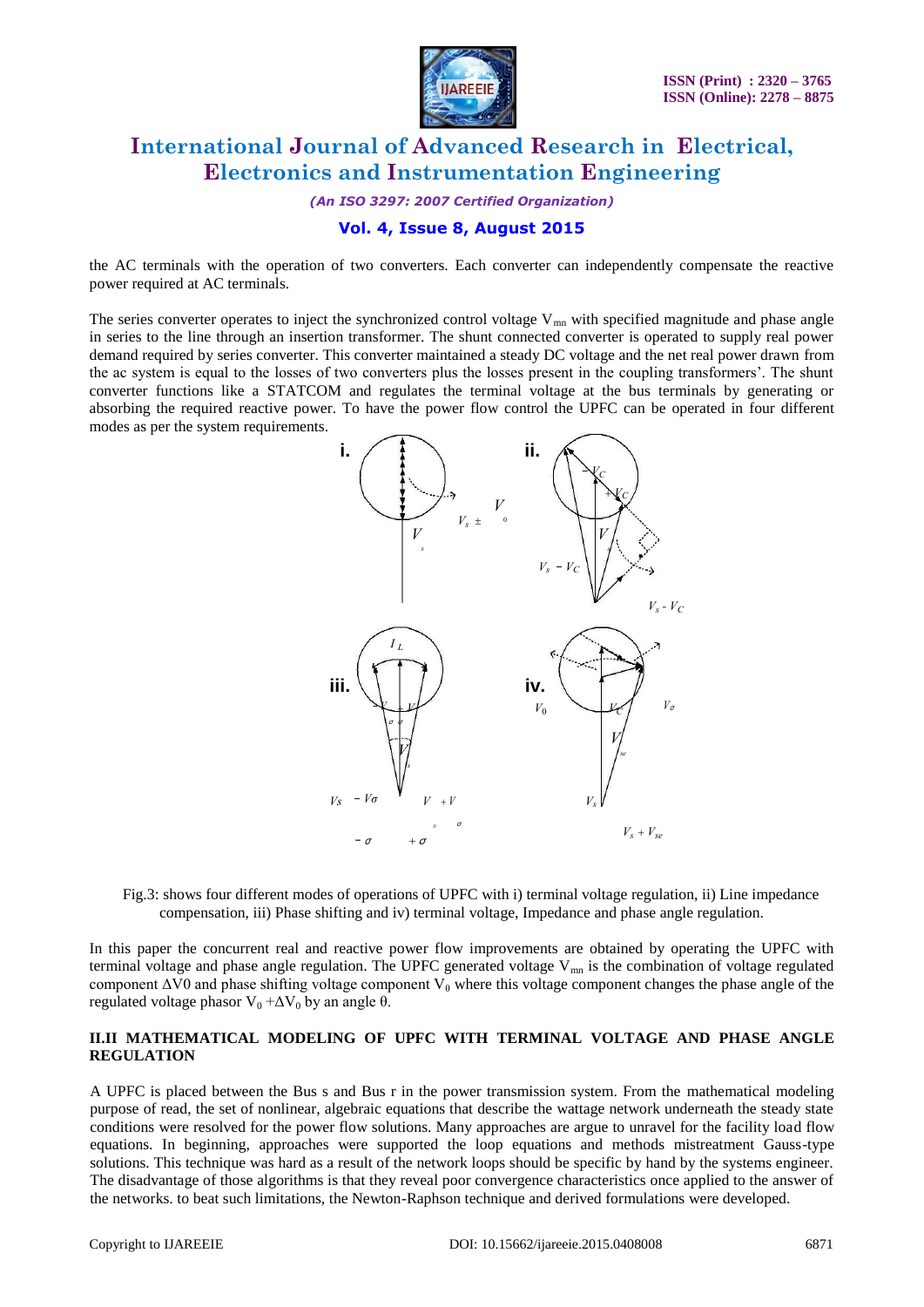the AC terminals with the operation of two converters. Each converter can independently compensate the reactive power required at AC terminals.

The series converter operates to inject the synchronized control voltage $V_{mn}$ with specified magnitude and phase angle in series to the line through an insertion transformer. The shunt connected converter is operated to supply real power demand required by series converter. This converter maintained a steady DC voltage and the net real power drawn from the ac system is equal to the losses of two converters plus the losses present in the coupling transformers'. The shunt converter functions like a STATCOM and regulates the terminal voltage at the bus terminals by generating or absorbing the required reactive power. To have the power flow control the UPFC can be operated in four different modes as per the system requirements.

Fig.3: shows four different modes of operations of UPFC with i) terminal voltage regulation, ii) Line impedance compensation, iii) Phase shifting and iv) terminal voltage, Impedance and phase angle regulation.

In this paper the concurrent real and reactive power flow improvements are obtained by operating the UPFC with terminal voltage and phase angle regulation. The UPFC generated voltage $V_{mn}$ is the combination of voltage regulated component $\Delta V0$ and phase shifting voltage component $V_0$ where this voltage component changes the phase angle of the regulated voltage phasor $V_0 + \Delta V_0$ by an angle $\theta$.

## II.II MATHEMATICAL MODELING OF UPFC WITH TERMINAL VOLTAGE AND PHASE ANGLE REGULATION

A UPFC is placed between the Bus s and Bus r in the power transmission system. From the mathematical modeling purpose of read, the set of nonlinear, algebraic equations that describe the wattage network underneath the steady state conditions were resolved for the power flow solutions. Many approaches are argue to unravel for the facility load flow equations. In beginning, approaches were supported the loop equations and methods mistreatment Gauss-type solutions. This technique was hard as a result of the network loops should be specific by hand by the systems engineer. The disadvantage of those algorithms is that they reveal poor convergence characteristics once applied to the answer of the networks. to beat such limitations, the Newton-Raphson technique and derived formulations were developed.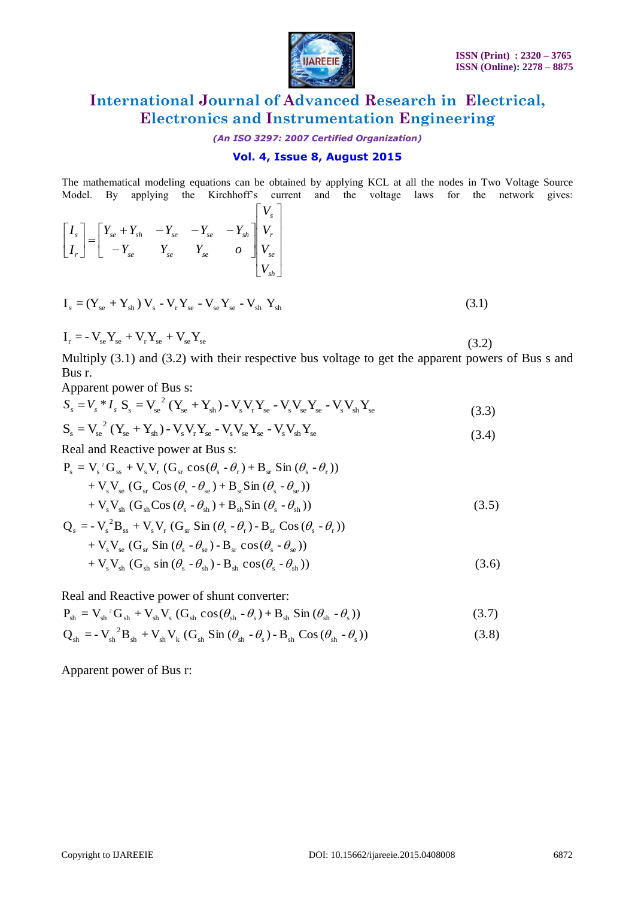The mathematical modeling equations can be obtained by applying KCL at all the nodes in Two Voltage Source Model. By applying the Kirchhoff's current and the voltage laws for the network gives:

$$\begin{bmatrix} I_s \\ I_r \end{bmatrix} = \begin{bmatrix} Y_{se}+Y_{sh} & -Y_{se} & -Y_{se} & -Y_{sh} \\ -Y_{se} & Y_{se} & Y_{se} & o \end{bmatrix} \begin{bmatrix} V_s \\ V_r \\ V_{se} \\ V_{sh} \end{bmatrix}$$

$$I_s = (Y_{se} + Y_{sh})V_s - V_r Y_{se} - V_{se} Y_{se} - V_{sh}\ Y_{sh} \tag{3.1}$$

$$I_r = -V_{se} Y_{se} + V_r Y_{se} + V_{se} Y_{se} \tag{3.2}$$

Multiply (3.1) and (3.2) with their respective bus voltage to get the apparent powers of Bus s and Bus r.

Apparent power of Bus s:

$$S_s = V_s * I_s\ S_s = V_{se}{}^2 (Y_{se} + Y_{sh}) - V_s V_r Y_{se} - V_s V_{se} Y_{se} - V_s V_{sh} Y_{se} \tag{3.3}$$

$$S_s = V_{se}{}^2 (Y_{se} + Y_{sh}) - V_s V_r Y_{se} - V_s V_{se} Y_{se} - V_s V_{sh} Y_{se} \tag{3.4}$$

Real and Reactive power at Bus s:

$$\begin{aligned} P_s = {} & V_s{}^2 G_{ss} + V_s V_r (G_{sr} \cos(\theta_s - \theta_r) + B_{sr} \sin(\theta_s - \theta_r)) \\ & + V_s V_{se} (G_{sr} \cos(\theta_s - \theta_{se}) + B_{sr} \sin(\theta_s - \theta_{se})) \\ & + V_s V_{sh} (G_{sh} \cos(\theta_s - \theta_{sh}) + B_{sh} \sin(\theta_s - \theta_{sh})) \end{aligned} \tag{3.5}$$

$$\begin{aligned} Q_s = {} & -V_s{}^2 B_{ss} + V_s V_r (G_{sr} \sin(\theta_s - \theta_r) - B_{sr} \cos(\theta_s - \theta_r)) \\ & + V_s V_{se} (G_{sr} \sin(\theta_s - \theta_{se}) - B_{sr} \cos(\theta_s - \theta_{se})) \\ & + V_s V_{sh} (G_{sh} \sin(\theta_s - \theta_{sh}) - B_{sh} \cos(\theta_s - \theta_{sh})) \end{aligned} \tag{3.6}$$

Real and Reactive power of shunt converter:

$$P_{sh} = V_{sh}{}^2 G_{sh} + V_{sh} V_s (G_{sh} \cos(\theta_{sh} - \theta_s) + B_{sh} \sin(\theta_{sh} - \theta_s)) \tag{3.7}$$

$$Q_{sh} = -V_{sh}{}^2 B_{sh} + V_{sh} V_k (G_{sh} \sin(\theta_{sh} - \theta_s) - B_{sh} \cos(\theta_{sh} - \theta_s)) \tag{3.8}$$

Apparent power of Bus r: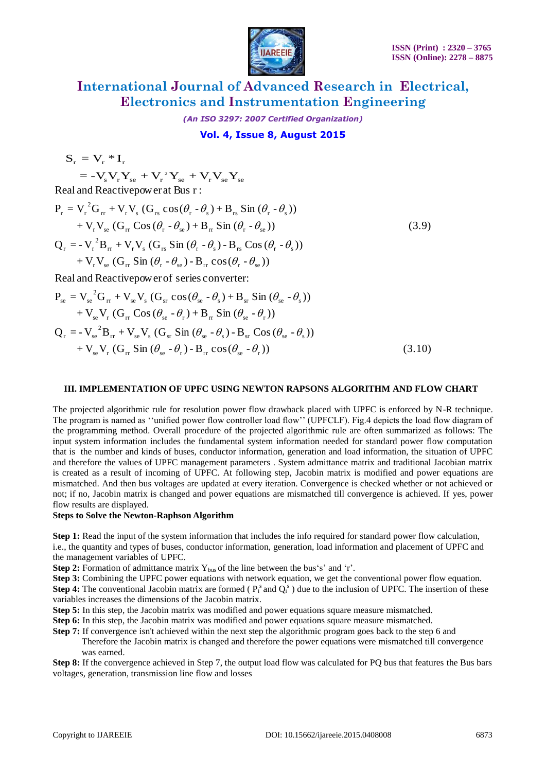$$S_r = V_r * I_r$$

$$= -V_s V_r Y_{se} + V_r^2 Y_{se} + V_r V_{se} Y_{se}$$

Real and Reactivepower at Bus r :

$$P_r = V_r^2 G_{rr} + V_r V_s (G_{rs} \cos(\theta_r - \theta_s) + B_{rs} \sin(\theta_r - \theta_s)) + V_r V_{se} (G_{rr} \cos(\theta_r - \theta_{se}) + B_{rr} \sin(\theta_r - \theta_{se})) \tag{3.9}$$

$$Q_r = -V_r^2 B_{rr} + V_r V_s (G_{rs} \sin(\theta_r - \theta_s) - B_{rs} \cos(\theta_r - \theta_s)) + V_r V_{se} (G_{rr} \sin(\theta_r - \theta_{se}) - B_{rr} \cos(\theta_r - \theta_{se}))$$

Real and Reactivepower of series converter:

$$P_{se} = V_{se}^2 G_{rr} + V_{se} V_s (G_{sr} \cos(\theta_{se} - \theta_s) + B_{sr} \sin(\theta_{se} - \theta_s)) + V_{se} V_r (G_{rr} \cos(\theta_{se} - \theta_r) + B_{rr} \sin(\theta_{se} - \theta_r))$$

$$Q_r = -V_{se}^2 B_{rr} + V_{se} V_s (G_{sr} \sin(\theta_{se} - \theta_s) - B_{sr} \cos(\theta_{se} - \theta_s)) + V_{se} V_r (G_{rr} \sin(\theta_{se} - \theta_r) - B_{rr} \cos(\theta_{se} - \theta_r)) \tag{3.10}$$

## III. IMPLEMENTATION OF UPFC USING NEWTON RAPSONS ALGORITHM AND FLOW CHART

The projected algorithmic rule for resolution power flow drawback placed with UPFC is enforced by N-R technique. The program is named as ''unified power flow controller load flow'' (UPFCLF). Fig.4 depicts the load flow diagram of the programming method. Overall procedure of the projected algorithmic rule are often summarized as follows: The input system information includes the fundamental system information needed for standard power flow computation that is the number and kinds of buses, conductor information, generation and load information, the situation of UPFC and therefore the values of UPFC management parameters . System admittance matrix and traditional Jacobian matrix is created as a result of incoming of UPFC. At following step, Jacobin matrix is modified and power equations are mismatched. And then bus voltages are updated at every iteration. Convergence is checked whether or not achieved or not; if no, Jacobin matrix is changed and power equations are mismatched till convergence is achieved. If yes, power flow results are displayed.

**Steps to Solve the Newton-Raphson Algorithm**

**Step 1:** Read the input of the system information that includes the info required for standard power flow calculation, i.e., the quantity and types of buses, conductor information, generation, load information and placement of UPFC and the management variables of UPFC.

**Step 2:** Formation of admittance matrix $Y_{bus}$ of the line between the bus's' and 'r'.

**Step 3:** Combining the UPFC power equations with network equation, we get the conventional power flow equation.

**Step 4:** The conventional Jacobin matrix are formed ( $P_i^s$ and $Q_i^s$ ) due to the inclusion of UPFC. The insertion of these variables increases the dimensions of the Jacobin matrix.

**Step 5:** In this step, the Jacobin matrix was modified and power equations square measure mismatched.

**Step 6:** In this step, the Jacobin matrix was modified and power equations square measure mismatched.

**Step 7:** If convergence isn't achieved within the next step the algorithmic program goes back to the step 6 and Therefore the Jacobin matrix is changed and therefore the power equations were mismatched till convergence was earned.

**Step 8:** If the convergence achieved in Step 7, the output load flow was calculated for PQ bus that features the Bus bars voltages, generation, transmission line flow and losses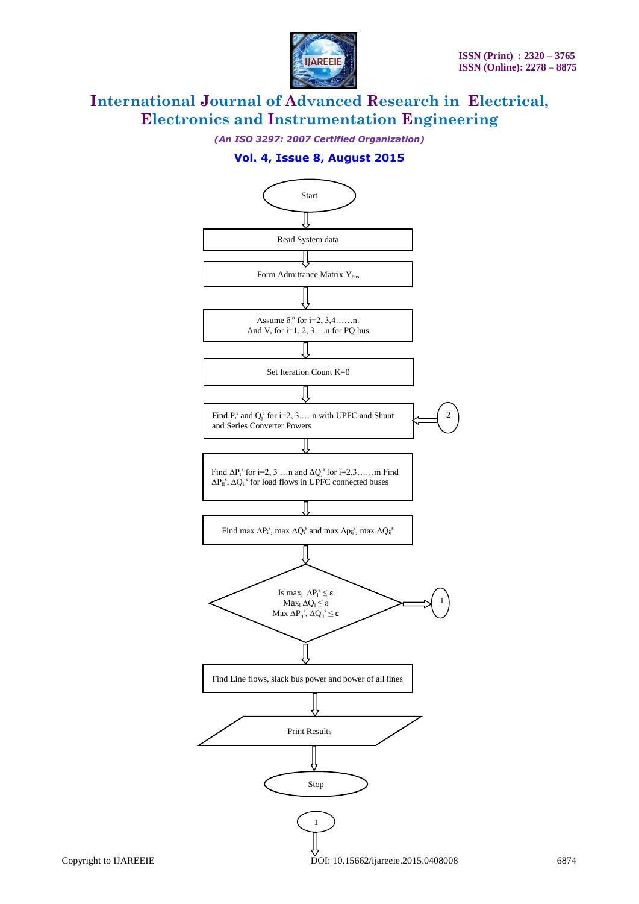Start

Read System data

Form Admittance Matrix $Y_{bus}$

Assume $\delta_i^o$ for i=2, 3,4……n.
And $V_i$ for i=1, 2, 3….n for PQ bus

Set Iteration Count K=0

Find $P_i^s$ and $Q_i^s$ for i=2, 3,….n with UPFC and Shunt and Series Converter Powers ← 2

Find $\Delta P_i^s$ for i=2, 3 …n and $\Delta Q_j^s$ for i=2,3……m Find $\Delta P_{ii}^s$, $\Delta Q_{ii}^s$ for load flows in UPFC connected buses

Find max $\Delta P_i^s$, max $\Delta Q_i^s$ and max $\Delta p_{ij}^s$, max $\Delta Q_{ij}^s$

Is $\max_i \Delta P_i^s \leq \varepsilon$
$\text{Max}_i \Delta Q_i \leq \varepsilon$
$\text{Max } \Delta P_{ij}^s, \Delta Q_{ij}^s \leq \varepsilon$ → 1

Find Line flows, slack bus power and power of all lines

Print Results

Stop

1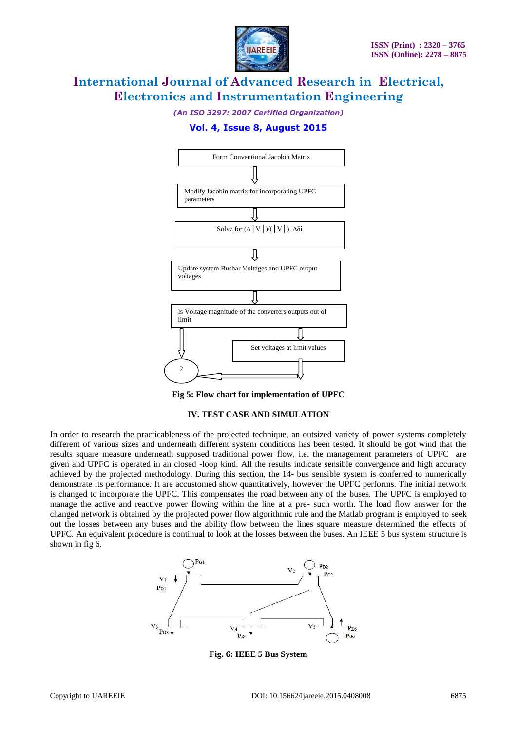Form Conventional Jacobin Matrix

Modify Jacobin matrix for incorporating UPFC parameters

Solve for $(\Delta|V|)/(|V|)$, $\Delta\delta i$

Update system Busbar Voltages and UPFC output voltages

Is Voltage magnitude of the converters outputs out of limit

Set voltages at limit values

2

**Fig 5: Flow chart for implementation of UPFC**

## IV. TEST CASE AND SIMULATION

In order to research the practicableness of the projected technique, an outsized variety of power systems completely different of various sizes and underneath different system conditions has been tested. It should be got wind that the results square measure underneath supposed traditional power flow, i.e. the management parameters of UPFC are given and UPFC is operated in an closed -loop kind. All the results indicate sensible convergence and high accuracy achieved by the projected methodology. During this section, the 14- bus sensible system is conferred to numerically demonstrate its performance. It are accustomed show quantitatively, however the UPFC performs. The initial network is changed to incorporate the UPFC. This compensates the road between any of the buses. The UPFC is employed to manage the active and reactive power flowing within the line at a pre- such worth. The load flow answer for the changed network is obtained by the projected power flow algorithmic rule and the Matlab program is employed to seek out the losses between any buses and the ability flow between the lines square measure determined the effects of UPFC. An equivalent procedure is continual to look at the losses between the buses. An IEEE 5 bus system structure is shown in fig 6.

$P_{G1}$ $V_1$ $P_{D1}$ $V_2$ $P_{D2}$ $P_{G2}$ $V_3$ $P_{D3}$ $V_4$ $P_{D4}$ $V_5$ $P_{D5}$ $P_{G3}$

**Fig. 6: IEEE 5 Bus System**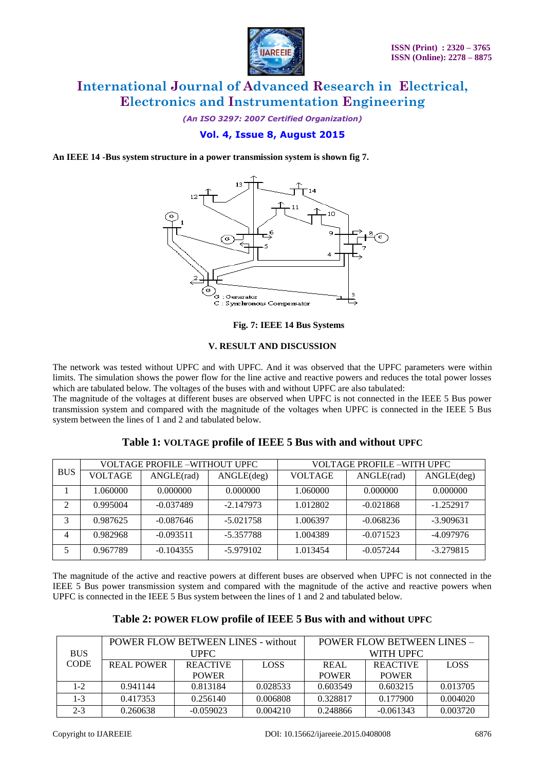**An IEEE 14 -Bus system structure in a power transmission system is shown fig 7.**

**Fig. 7: IEEE 14 Bus Systems**

### V. RESULT AND DISCUSSION

The network was tested without UPFC and with UPFC. And it was observed that the UPFC parameters were within limits. The simulation shows the power flow for the line active and reactive powers and reduces the total power losses which are tabulated below. The voltages of the buses with and without UPFC are also tabulated:

The magnitude of the voltages at different buses are observed when UPFC is not connected in the IEEE 5 Bus power transmission system and compared with the magnitude of the voltages when UPFC is connected in the IEEE 5 Bus system between the lines of 1 and 2 and tabulated below.

**Table 1: VOLTAGE profile of IEEE 5 Bus with and without UPFC**

| BUS | VOLTAGE PROFILE –WITHOUT UPFC | | | VOLTAGE PROFILE –WITH UPFC | | |
|---|---|---|---|---|---|---|
| | VOLTAGE | ANGLE(rad) | ANGLE(deg) | VOLTAGE | ANGLE(rad) | ANGLE(deg) |
| 1 | 1.060000 | 0.000000 | 0.000000 | 1.060000 | 0.000000 | 0.000000 |
| 2 | 0.995004 | -0.037489 | -2.147973 | 1.012802 | -0.021868 | -1.252917 |
| 3 | 0.987625 | -0.087646 | -5.021758 | 1.006397 | -0.068236 | -3.909631 |
| 4 | 0.982968 | -0.093511 | -5.357788 | 1.004389 | -0.071523 | -4.097976 |
| 5 | 0.967789 | -0.104355 | -5.979102 | 1.013454 | -0.057244 | -3.279815 |

The magnitude of the active and reactive powers at different buses are observed when UPFC is not connected in the IEEE 5 Bus power transmission system and compared with the magnitude of the active and reactive powers when UPFC is connected in the IEEE 5 Bus system between the lines of 1 and 2 and tabulated below.

**Table 2: POWER FLOW profile of IEEE 5 Bus with and without UPFC**

| BUS CODE | POWER FLOW BETWEEN LINES - without UPFC | | | POWER FLOW BETWEEN LINES – WITH UPFC | | |
|---|---|---|---|---|---|---|
| | REAL POWER | REACTIVE POWER | LOSS | REAL POWER | REACTIVE POWER | LOSS |
| 1-2 | 0.941144 | 0.813184 | 0.028533 | 0.603549 | 0.603215 | 0.013705 |
| 1-3 | 0.417353 | 0.256140 | 0.006808 | 0.328817 | 0.177900 | 0.004020 |
| 2-3 | 0.260638 | -0.059023 | 0.004210 | 0.248866 | -0.061343 | 0.003720 |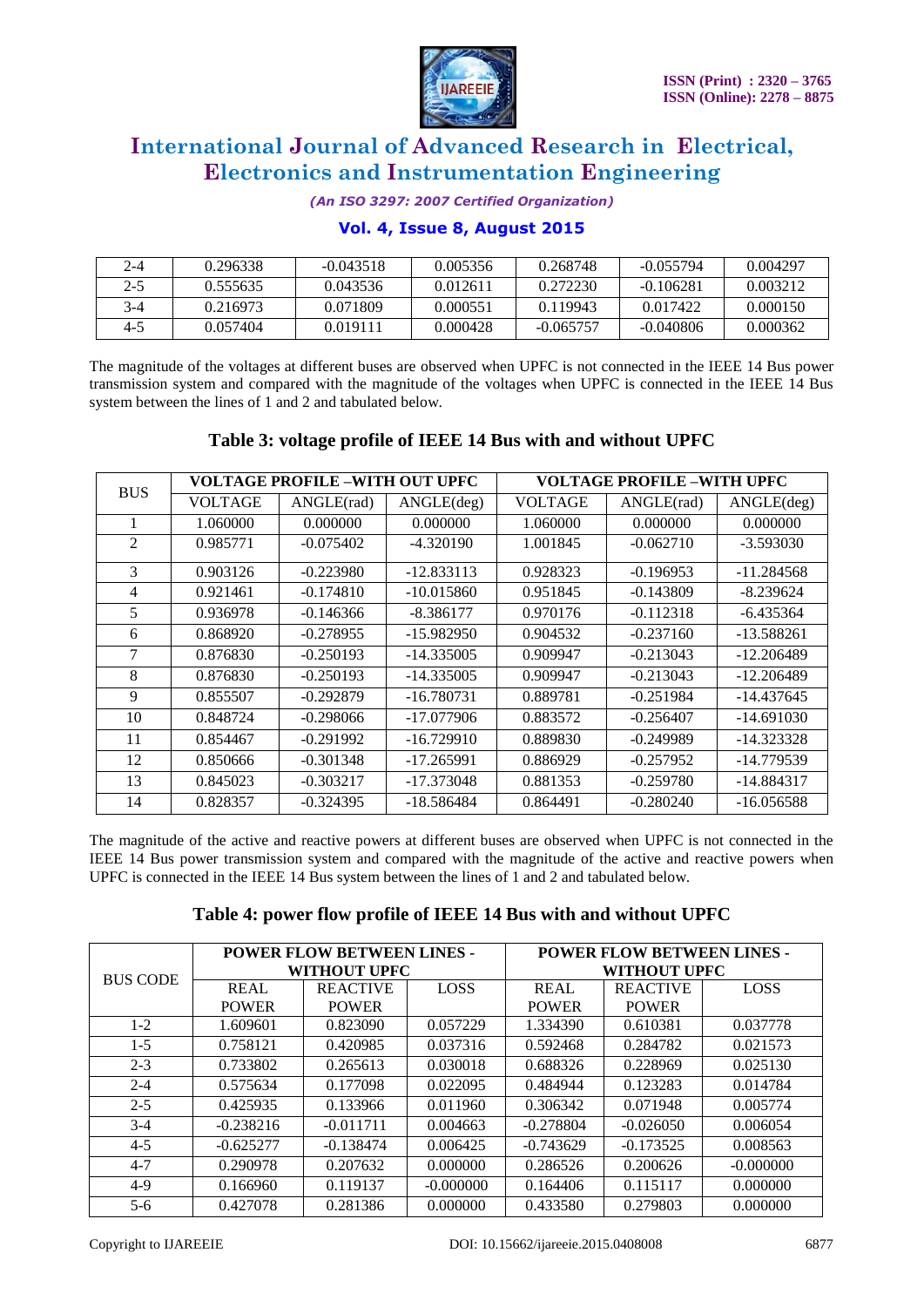| 2-4 | 0.296338 | -0.043518 | 0.005356 | 0.268748 | -0.055794 | 0.004297 |
|---|---|---|---|---|---|---|
| 2-5 | 0.555635 | 0.043536 | 0.012611 | 0.272230 | -0.106281 | 0.003212 |
| 3-4 | 0.216973 | 0.071809 | 0.000551 | 0.119943 | 0.017422 | 0.000150 |
| 4-5 | 0.057404 | 0.019111 | 0.000428 | -0.065757 | -0.040806 | 0.000362 |

The magnitude of the voltages at different buses are observed when UPFC is not connected in the IEEE 14 Bus power transmission system and compared with the magnitude of the voltages when UPFC is connected in the IEEE 14 Bus system between the lines of 1 and 2 and tabulated below.

### Table 3: voltage profile of IEEE 14 Bus with and without UPFC

| BUS | VOLTAGE PROFILE –WITH OUT UPFC | | | VOLTAGE PROFILE –WITH UPFC | | |
|---|---|---|---|---|---|---|
| | VOLTAGE | ANGLE(rad) | ANGLE(deg) | VOLTAGE | ANGLE(rad) | ANGLE(deg) |
| 1 | 1.060000 | 0.000000 | 0.000000 | 1.060000 | 0.000000 | 0.000000 |
| 2 | 0.985771 | -0.075402 | -4.320190 | 1.001845 | -0.062710 | -3.593030 |
| 3 | 0.903126 | -0.223980 | -12.833113 | 0.928323 | -0.196953 | -11.284568 |
| 4 | 0.921461 | -0.174810 | -10.015860 | 0.951845 | -0.143809 | -8.239624 |
| 5 | 0.936978 | -0.146366 | -8.386177 | 0.970176 | -0.112318 | -6.435364 |
| 6 | 0.868920 | -0.278955 | -15.982950 | 0.904532 | -0.237160 | -13.588261 |
| 7 | 0.876830 | -0.250193 | -14.335005 | 0.909947 | -0.213043 | -12.206489 |
| 8 | 0.876830 | -0.250193 | -14.335005 | 0.909947 | -0.213043 | -12.206489 |
| 9 | 0.855507 | -0.292879 | -16.780731 | 0.889781 | -0.251984 | -14.437645 |
| 10 | 0.848724 | -0.298066 | -17.077906 | 0.883572 | -0.256407 | -14.691030 |
| 11 | 0.854467 | -0.291992 | -16.729910 | 0.889830 | -0.249989 | -14.323328 |
| 12 | 0.850666 | -0.301348 | -17.265991 | 0.886929 | -0.257952 | -14.779539 |
| 13 | 0.845023 | -0.303217 | -17.373048 | 0.881353 | -0.259780 | -14.884317 |
| 14 | 0.828357 | -0.324395 | -18.586484 | 0.864491 | -0.280240 | -16.056588 |

The magnitude of the active and reactive powers at different buses are observed when UPFC is not connected in the IEEE 14 Bus power transmission system and compared with the magnitude of the active and reactive powers when UPFC is connected in the IEEE 14 Bus system between the lines of 1 and 2 and tabulated below.

### Table 4: power flow profile of IEEE 14 Bus with and without UPFC

| BUS CODE | POWER FLOW BETWEEN LINES - WITHOUT UPFC | | | POWER FLOW BETWEEN LINES - WITHOUT UPFC | | |
|---|---|---|---|---|---|---|
| | REAL POWER | REACTIVE POWER | LOSS | REAL POWER | REACTIVE POWER | LOSS |
| 1-2 | 1.609601 | 0.823090 | 0.057229 | 1.334390 | 0.610381 | 0.037778 |
| 1-5 | 0.758121 | 0.420985 | 0.037316 | 0.592468 | 0.284782 | 0.021573 |
| 2-3 | 0.733802 | 0.265613 | 0.030018 | 0.688326 | 0.228969 | 0.025130 |
| 2-4 | 0.575634 | 0.177098 | 0.022095 | 0.484944 | 0.123283 | 0.014784 |
| 2-5 | 0.425935 | 0.133966 | 0.011960 | 0.306342 | 0.071948 | 0.005774 |
| 3-4 | -0.238216 | -0.011711 | 0.004663 | -0.278804 | -0.026050 | 0.006054 |
| 4-5 | -0.625277 | -0.138474 | 0.006425 | -0.743629 | -0.173525 | 0.008563 |
| 4-7 | 0.290978 | 0.207632 | 0.000000 | 0.286526 | 0.200626 | -0.000000 |
| 4-9 | 0.166960 | 0.119137 | -0.000000 | 0.164406 | 0.115117 | 0.000000 |
| 5-6 | 0.427078 | 0.281386 | 0.000000 | 0.433580 | 0.279803 | 0.000000 |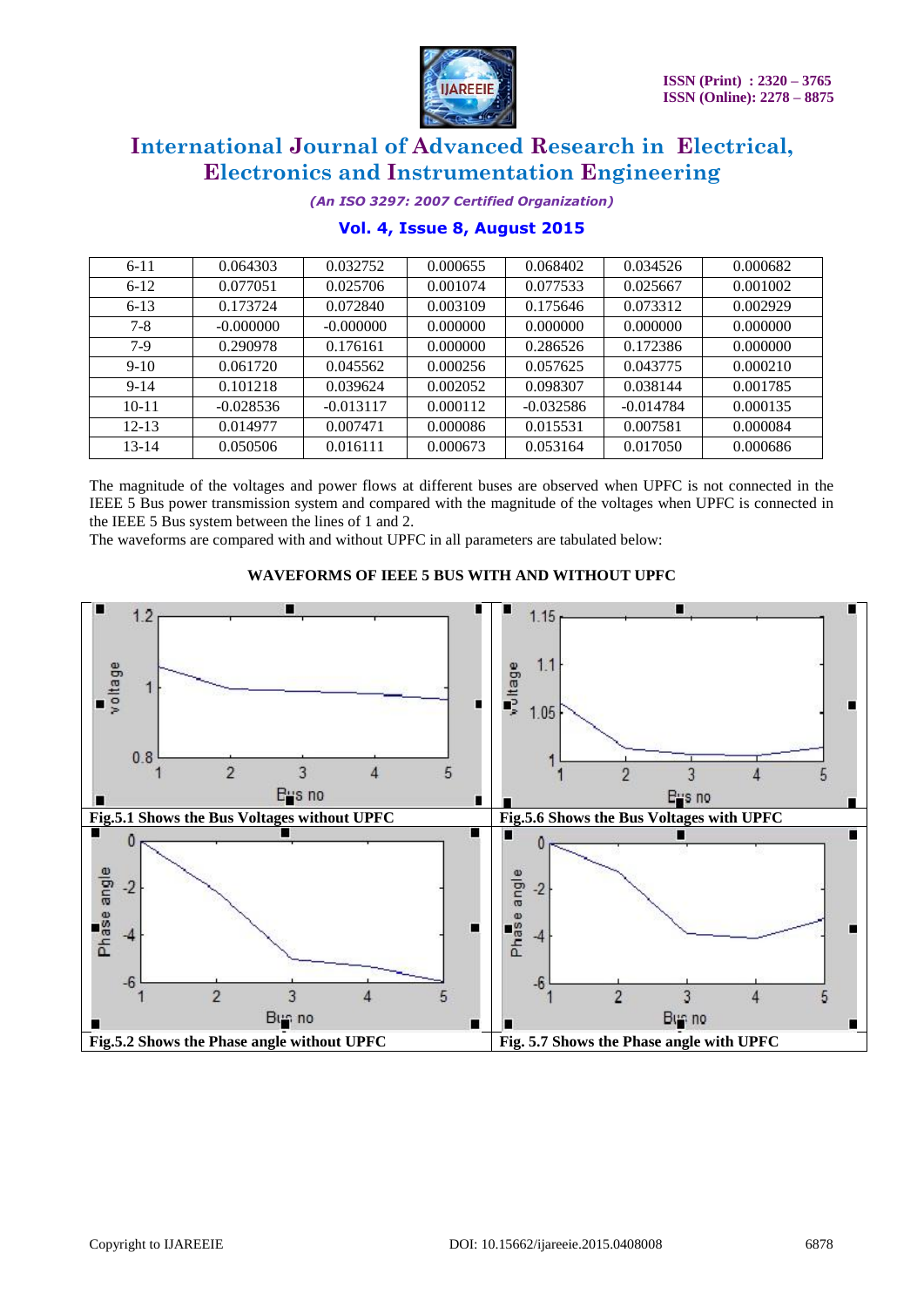| | | | | | | |
|---|---|---|---|---|---|---|
| 6-11 | 0.064303 | 0.032752 | 0.000655 | 0.068402 | 0.034526 | 0.000682 |
| 6-12 | 0.077051 | 0.025706 | 0.001074 | 0.077533 | 0.025667 | 0.001002 |
| 6-13 | 0.173724 | 0.072840 | 0.003109 | 0.175646 | 0.073312 | 0.002929 |
| 7-8 | -0.000000 | -0.000000 | 0.000000 | 0.000000 | 0.000000 | 0.000000 |
| 7-9 | 0.290978 | 0.176161 | 0.000000 | 0.286526 | 0.172386 | 0.000000 |
| 9-10 | 0.061720 | 0.045562 | 0.000256 | 0.057625 | 0.043775 | 0.000210 |
| 9-14 | 0.101218 | 0.039624 | 0.002052 | 0.098307 | 0.038144 | 0.001785 |
| 10-11 | -0.028536 | -0.013117 | 0.000112 | -0.032586 | -0.014784 | 0.000135 |
| 12-13 | 0.014977 | 0.007471 | 0.000086 | 0.015531 | 0.007581 | 0.000084 |
| 13-14 | 0.050506 | 0.016111 | 0.000673 | 0.053164 | 0.017050 | 0.000686 |

The magnitude of the voltages and power flows at different buses are observed when UPFC is not connected in the IEEE 5 Bus power transmission system and compared with the magnitude of the voltages when UPFC is connected in the IEEE 5 Bus system between the lines of 1 and 2.

The waveforms are compared with and without UPFC in all parameters are tabulated below:

**WAVEFORMS OF IEEE 5 BUS WITH AND WITHOUT UPFC**

**Fig.5.1 Shows the Bus Voltages without UPFC**

**Fig.5.6 Shows the Bus Voltages with UPFC**

**Fig.5.2 Shows the Phase angle without UPFC**

**Fig. 5.7 Shows the Phase angle with UPFC**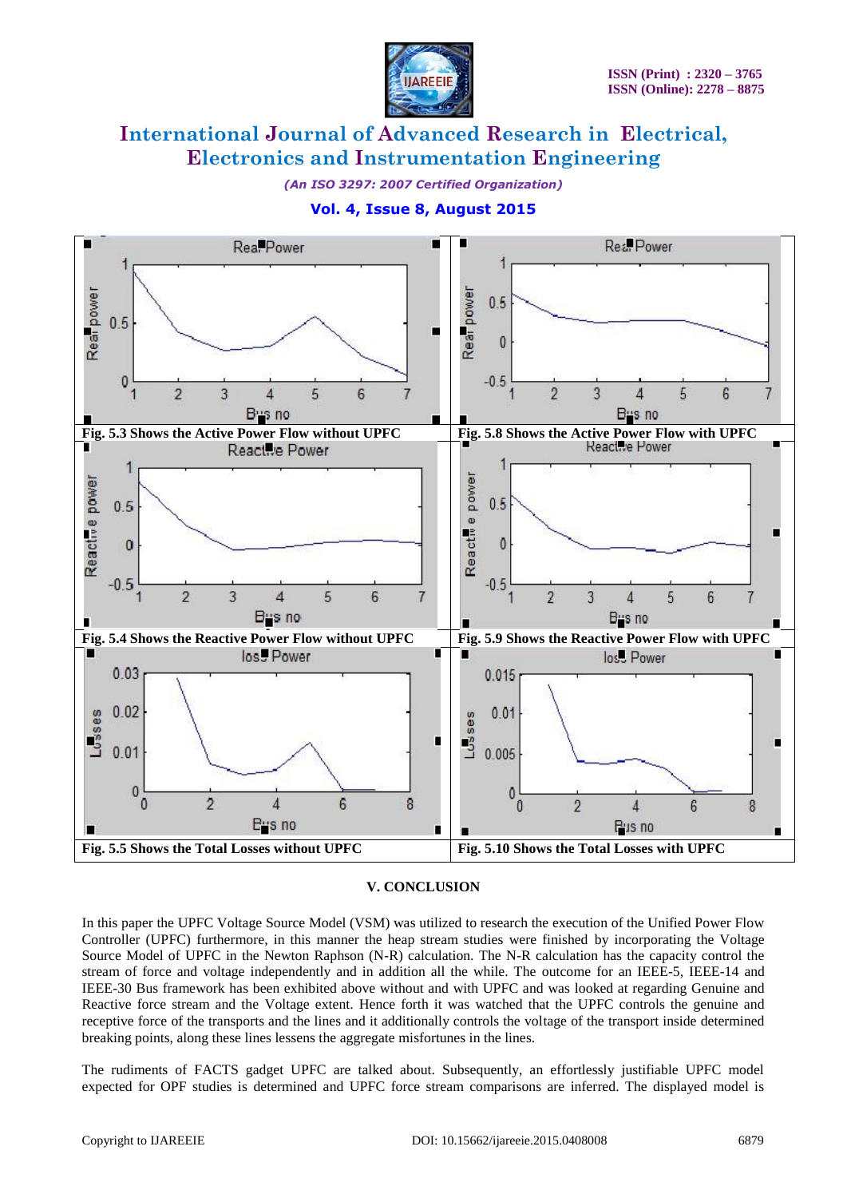Fig. 5.3 Shows the Active Power Flow without UPFC

Fig. 5.8 Shows the Active Power Flow with UPFC

Fig. 5.4 Shows the Reactive Power Flow without UPFC

Fig. 5.9 Shows the Reactive Power Flow with UPFC

Fig. 5.5 Shows the Total Losses without UPFC

Fig. 5.10 Shows the Total Losses with UPFC

## V. CONCLUSION

In this paper the UPFC Voltage Source Model (VSM) was utilized to research the execution of the Unified Power Flow Controller (UPFC) furthermore, in this manner the heap stream studies were finished by incorporating the Voltage Source Model of UPFC in the Newton Raphson (N-R) calculation. The N-R calculation has the capacity control the stream of force and voltage independently and in addition all the while. The outcome for an IEEE-5, IEEE-14 and IEEE-30 Bus framework has been exhibited above without and with UPFC and was looked at regarding Genuine and Reactive force stream and the Voltage extent. Hence forth it was watched that the UPFC controls the genuine and receptive force of the transports and the lines and it additionally controls the voltage of the transport inside determined breaking points, along these lines lessens the aggregate misfortunes in the lines.

The rudiments of FACTS gadget UPFC are talked about. Subsequently, an effortlessly justifiable UPFC model expected for OPF studies is determined and UPFC force stream comparisons are inferred. The displayed model is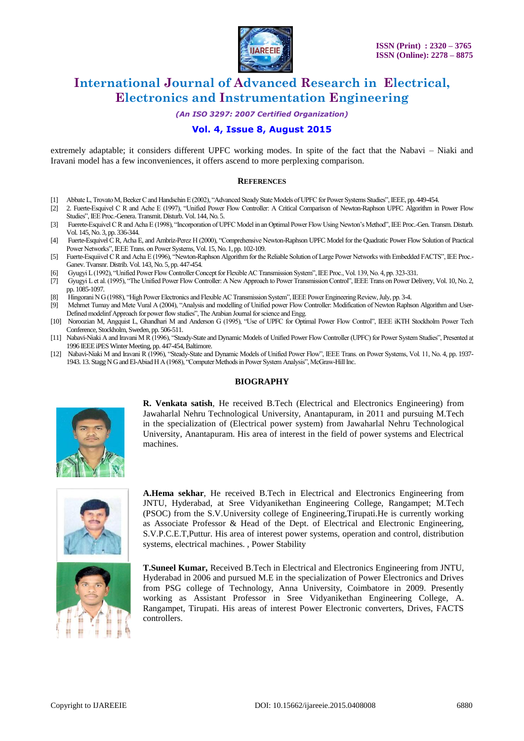extremely adaptable; it considers different UPFC working modes. In spite of the fact that the Nabavi – Niaki and Iravani model has a few inconveniences, it offers ascend to more perplexing comparison.

## REFERENCES

[1] Abbate L, Trovato M, Beeker C and Handschin E (2002), "Advanced Steady State Models of UPFC for Power Systems Studies", IEEE, pp. 449-454.

[2] 2. Fuerte-Esquivel C R and Ache E (1997), "Unified Power Flow Controller: A Critical Comparison of Newton-Raphson UPFC Algorithm in Power Flow Studies", IEE Proc.-Genera. Transmit. Disturb. Vol. 144, No. 5.

[3] Fuerete-Esquivel C R and Acha E (1998), "Incorporation of UPFC Model in an Optimal Power Flow Using Newton's Method", IEE Proc.-Gen. Transm. Disturb. Vol. 145, No. 3, pp. 336-344.

[4] Fuerte-Esquivel C R, Acha E, and Ambriz-Perez H (2000), "Comprehensive Newton-Raphson UPFC Model for the Quadratic Power Flow Solution of Practical Power Networks", IEEE Trans. on Power Systems, Vol. 15, No. 1, pp. 102-109.

[5] Fuerte-Esquiivel C R and Acha E (1996), "Newton-Raphson Algorithm for the Reliable Solution of Large Power Networks with Embedded FACTS", IEE Proc.-Ganev. Tvansnr. Distrib. Vol. 143, No. 5, pp. 447-454.

[6] Gyugyi L (1992), "Unified Power Flow Controller Concept for Flexible AC Transmission System", IEE Proc., Vol. 139, No. 4, pp. 323-331.

[7] Gyugyi L et al. (1995), "The Unified Power Flow Controller: A New Approach to Power Transmission Control", IEEE Trans on Power Delivery, Vol. 10, No. 2, pp. 1085-1097.

[8] Hingorani N G (1988), "High Power Electronics and Flexible AC Transmission System", IEEE Power Engineering Review, July, pp. 3-4.

[9] Mehmet Tumay and Mete Vural A (2004), "Analysis and modelling of Unified power Flow Controller: Modification of Newton Raphson Algorithm and User-Defined modelinf Approach for power flow studies", The Arabian Journal for science and Engg.

[10] Noroozian M, Angquist L, Ghandhari M and Anderson G (1995), "Use of UPFC for Optimal Power Flow Control", IEEE iKTH Stockholm Power Tech Conference, Stockholm, Sweden, pp. 506-511.

[11] Nabavi-Niaki A and Iravani M R (1996), "Steady-State and Dynamic Models of Unified Power Flow Controller (UPFC) for Power System Studies", Presented at 1996 IEEE iPES Winter Meeting, pp. 447-454, Baltimore.

[12] Nabavi-Niaki M and Iravani R (1996), "Steady-State and Dynamic Models of Unified Power Flow", IEEE Trans. on Power Systems, Vol. 11, No. 4, pp. 1937-1943. 13. Stagg N G and El-Abiad H A (1968), "Computer Methods in Power System Analysis", McGraw-Hill Inc.

## BIOGRAPHY

**R. Venkata satish**, He received B.Tech (Electrical and Electronics Engineering) from Jawaharlal Nehru Technological University, Anantapuram, in 2011 and pursuing M.Tech in the specialization of (Electrical power system) from Jawaharlal Nehru Technological University, Anantapuram. His area of interest in the field of power systems and Electrical machines.

**A.Hema sekhar**, He received B.Tech in Electrical and Electronics Engineering from JNTU, Hyderabad, at Sree Vidyanikethan Engineering College, Rangampet; M.Tech (PSOC) from the S.V.University college of Engineering,Tirupati.He is currently working as Associate Professor & Head of the Dept. of Electrical and Electronic Engineering, S.V.P.C.E.T,Puttur. His area of interest power systems, operation and control, distribution systems, electrical machines. , Power Stability

**T.Suneel Kumar,** Received B.Tech in Electrical and Electronics Engineering from JNTU, Hyderabad in 2006 and pursued M.E in the specialization of Power Electronics and Drives from PSG college of Technology, Anna University, Coimbatore in 2009. Presently working as Assistant Professor in Sree Vidyanikethan Engineering College, A. Rangampet, Tirupati. His areas of interest Power Electronic converters, Drives, FACTS controllers.